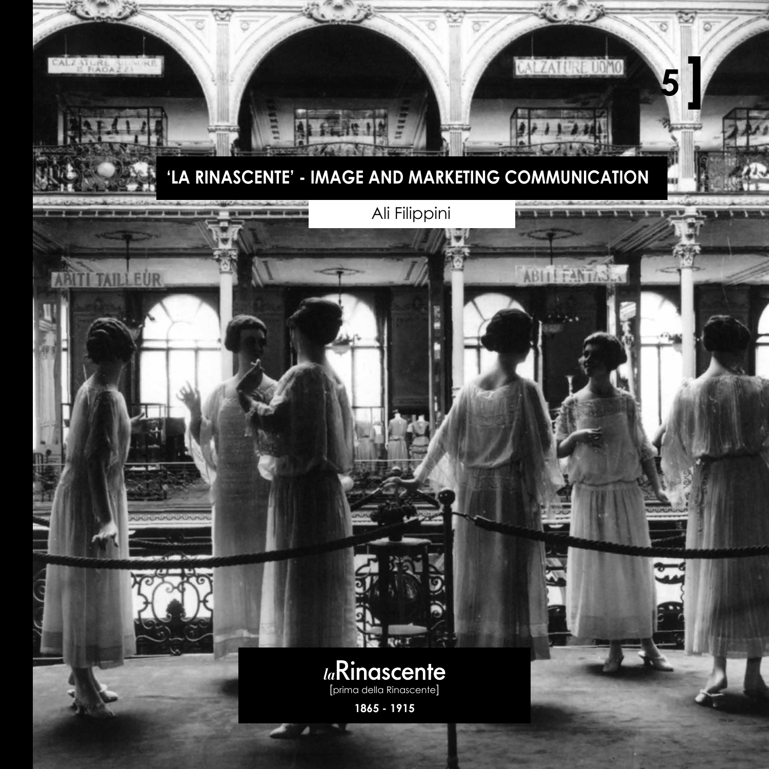5 ]

# 'LA RINASCENTE' - IMAGE AND MARKETING COMMUNICATION

Ali Filippini

*la*Rinascente

[prima della Rinascente]

**1865 - 1915**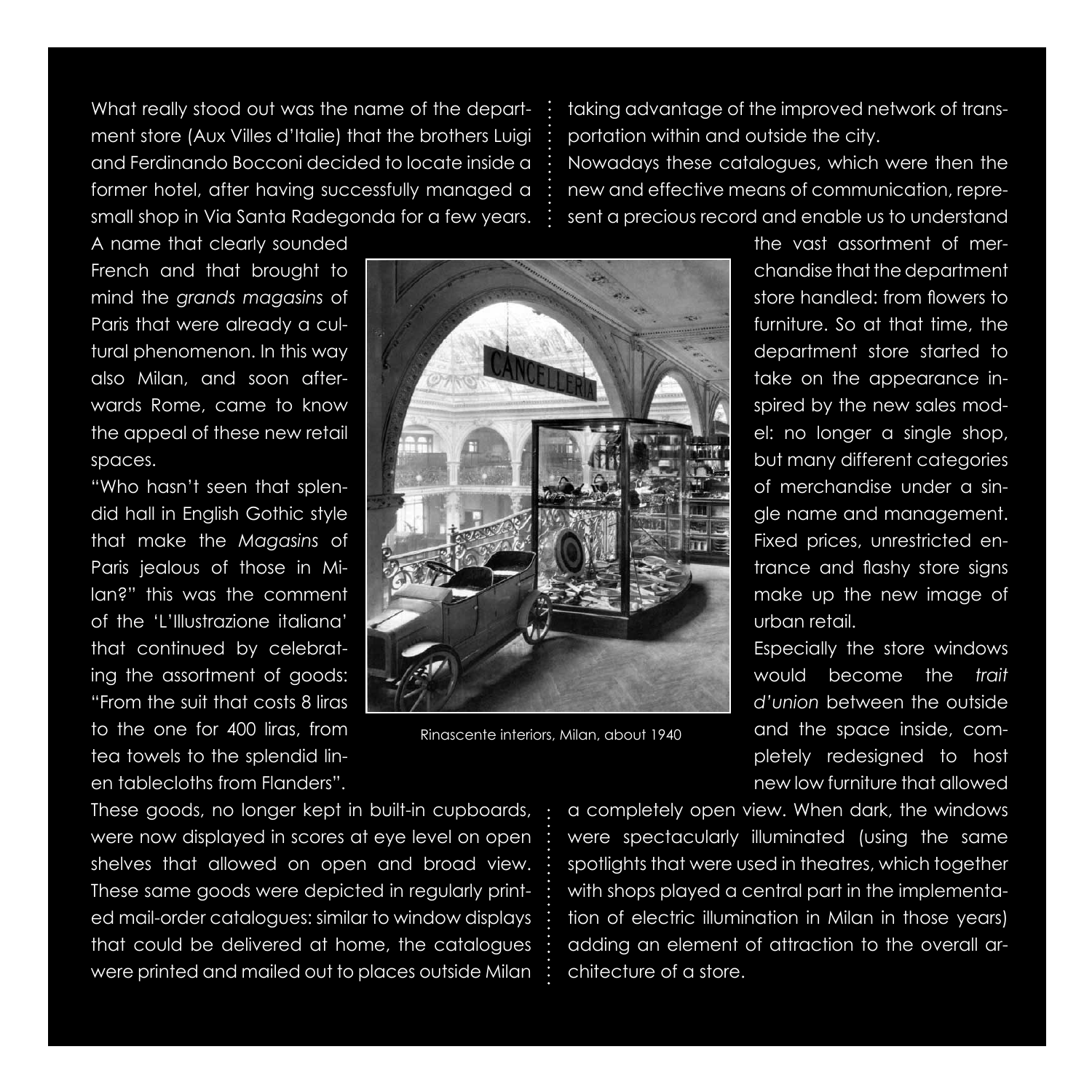What really stood out was the name of the department store (Aux Villes d'Italie) that the brothers Luigi and Ferdinando Bocconi decided to locate inside a former hotel, after having successfully managed a small shop in Via Santa Radegonda for a few years. A name that clearly sounded French and that brought to mind the *grands magasins* of Paris that were already a cultural phenomenon. In this way also Milan, and soon afterwards Rome, came to know the appeal of these new retail spaces.

"Who hasn't seen that splendid hall in English Gothic style that make the *Magasins* of Paris jealous of those in Milan?" this was the comment of the 'L'Illustrazione italiana' that continued by celebrating the assortment of goods: "From the suit that costs 8 liras to the one for 400 liras, from tea towels to the splendid linen tablecloths from Flanders".

Rinascente interiors, Milan, about 1940

These goods, no longer kept in built-in cupboards, were now displayed in scores at eye level on open shelves that allowed on open and broad view. These same goods were depicted in regularly printed mail-order catalogues: similar to window displays that could be delivered at home, the catalogues were printed and mailed out to places outside Milan taking advantage of the improved network of transportation within and outside the city.

Nowadays these catalogues, which were then the new and effective means of communication, represent a precious record and enable us to understand the vast assortment of merchandise that the department store handled: from flowers to furniture. So at that time, the department store started to take on the appearance inspired by the new sales model: no longer a single shop, but many different categories of merchandise under a single name and management. Fixed prices, unrestricted entrance and flashy store signs make up the new image of urban retail.

Especially the store windows would become the *trait d'union* between the outside and the space inside, completely redesigned to host new low furniture that allowed a completely open view. When dark, the windows were spectacularly illuminated (using the same spotlights that were used in theatres, which together with shops played a central part in the implementation of electric illumination in Milan in those years) adding an element of attraction to the overall architecture of a store.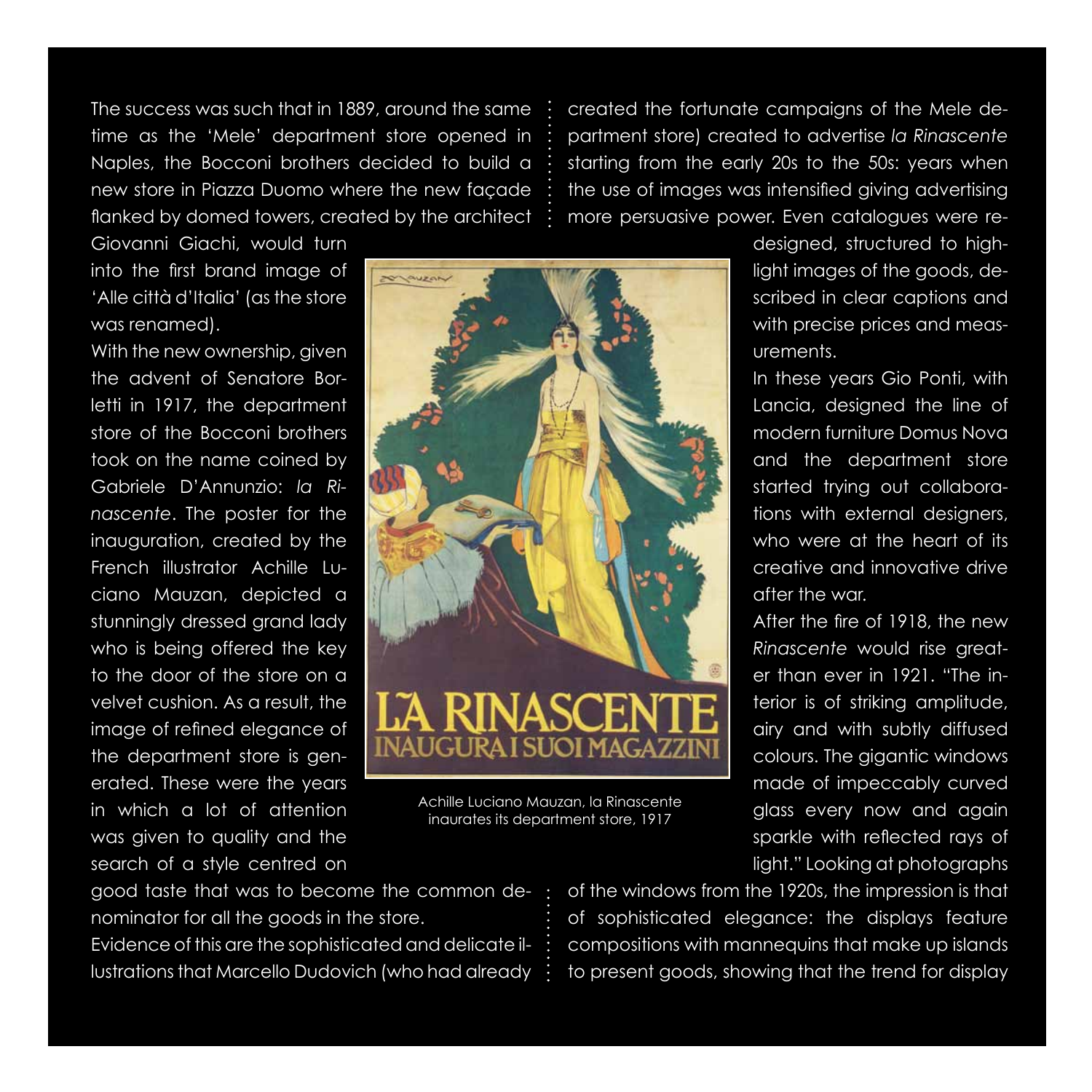The success was such that in 1889, around the same time as the 'Mele' department store opened in Naples, the Bocconi brothers decided to build a new store in Piazza Duomo where the new façade flanked by domed towers, created by the architect Giovanni Giachi, would turn into the first brand image of 'Alle città d'Italia' (as the store was renamed).

With the new ownership, given the advent of Senatore Borletti in 1917, the department store of the Bocconi brothers took on the name coined by Gabriele D'Annunzio: *la Rinascente*. The poster for the inauguration, created by the French illustrator Achille Luciano Mauzan, depicted a stunningly dressed grand lady who is being offered the key to the door of the store on a velvet cushion. As a result, the image of refined elegance of the department store is generated. These were the years in which a lot of attention was given to quality and the search of a style centred on good taste that was to become the common denominator for all the goods in the store.

Achille Luciano Mauzan, la Rinascente inaurates its department store, 1917

Evidence of this are the sophisticated and delicate illustrations that Marcello Dudovich (who had already created the fortunate campaigns of the Mele department store) created to advertise *la Rinascente* starting from the early 20s to the 50s: years when the use of images was intensified giving advertising more persuasive power. Even catalogues were redesigned, structured to highlight images of the goods, described in clear captions and with precise prices and measurements.

In these years Gio Ponti, with Lancia, designed the line of modern furniture Domus Nova and the department store started trying out collaborations with external designers, who were at the heart of its creative and innovative drive after the war.

After the fire of 1918, the new *Rinascente* would rise greater than ever in 1921. "The interior is of striking amplitude, airy and with subtly diffused colours. The gigantic windows made of impeccably curved glass every now and again sparkle with reflected rays of light." Looking at photographs of the windows from the 1920s, the impression is that of sophisticated elegance: the displays feature compositions with mannequins that make up islands to present goods, showing that the trend for display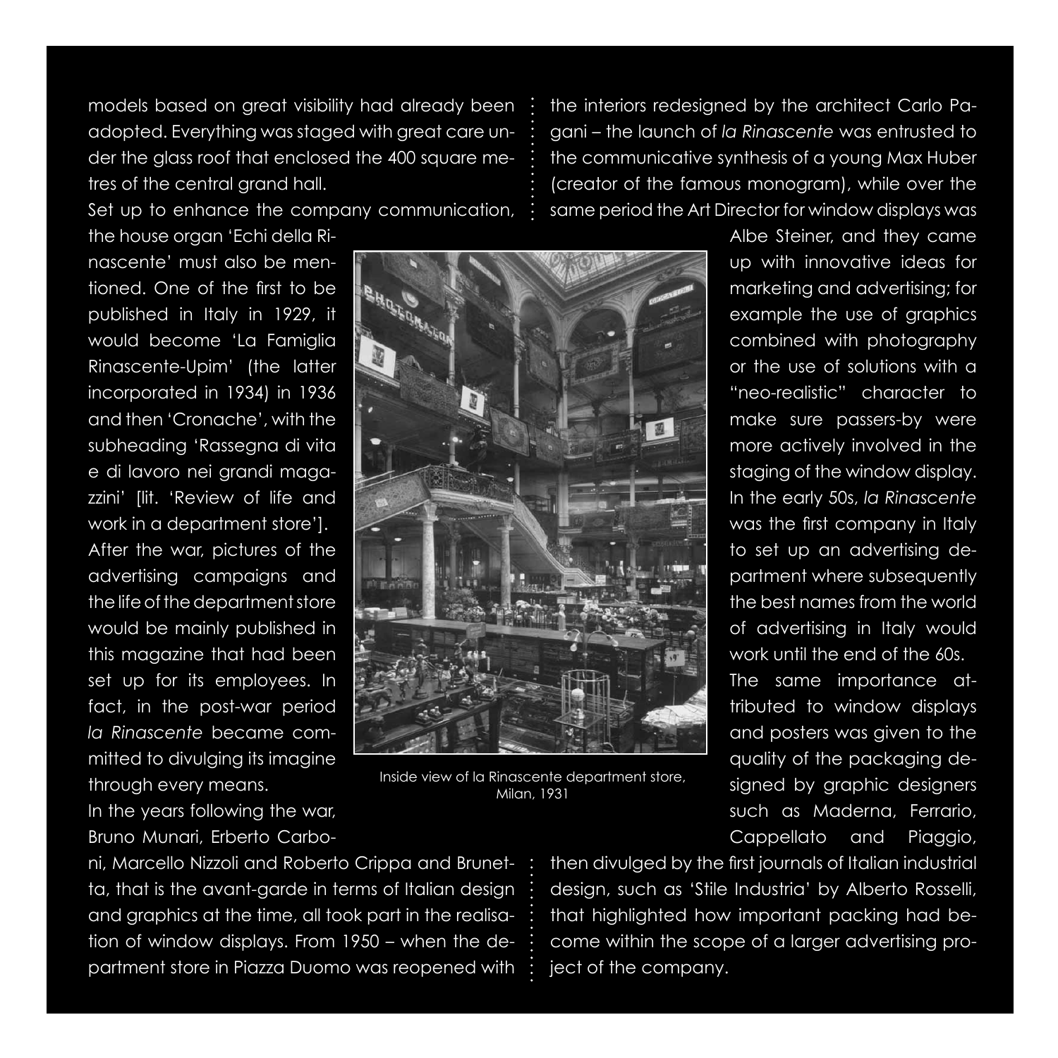models based on great visibility had already been adopted. Everything was staged with great care under the glass roof that enclosed the 400 square metres of the central grand hall.

Set up to enhance the company communication, the house organ 'Echi della Rinascente' must also be mentioned. One of the first to be published in Italy in 1929, it would become 'La Famiglia Rinascente-Upim' (the latter incorporated in 1934) in 1936 and then 'Cronache', with the subheading 'Rassegna di vita e di lavoro nei grandi magazzini' [lit. 'Review of life and work in a department store'].

After the war, pictures of the advertising campaigns and the life of the department store would be mainly published in this magazine that had been set up for its employees. In fact, in the post-war period *la Rinascente* became committed to divulging its imagine through every means.

In the years following the war, Bruno Munari, Erberto Carboni, Marcello Nizzoli and Roberto Crippa and Brunetta, that is the avant-garde in terms of Italian design and graphics at the time, all took part in the realisation of window displays. From 1950 – when the department store in Piazza Duomo was reopened with the interiors redesigned by the architect Carlo Pagani – the launch of *la Rinascente* was entrusted to the communicative synthesis of a young Max Huber (creator of the famous monogram), while over the same period the Art Director for window displays was Albe Steiner, and they came up with innovative ideas for marketing and advertising; for example the use of graphics combined with photography or the use of solutions with a "neo-realistic" character to make sure passers-by were more actively involved in the staging of the window display.

Inside view of la Rinascente department store, Milan, 1931

In the early 50s, *la Rinascente* was the first company in Italy to set up an advertising department where subsequently the best names from the world of advertising in Italy would work until the end of the 60s.

The same importance attributed to window displays and posters was given to the quality of the packaging designed by graphic designers such as Maderna, Ferrario, Cappellato and Piaggio, then divulged by the first journals of Italian industrial design, such as 'Stile Industria' by Alberto Rosselli, that highlighted how important packing had become within the scope of a larger advertising project of the company.